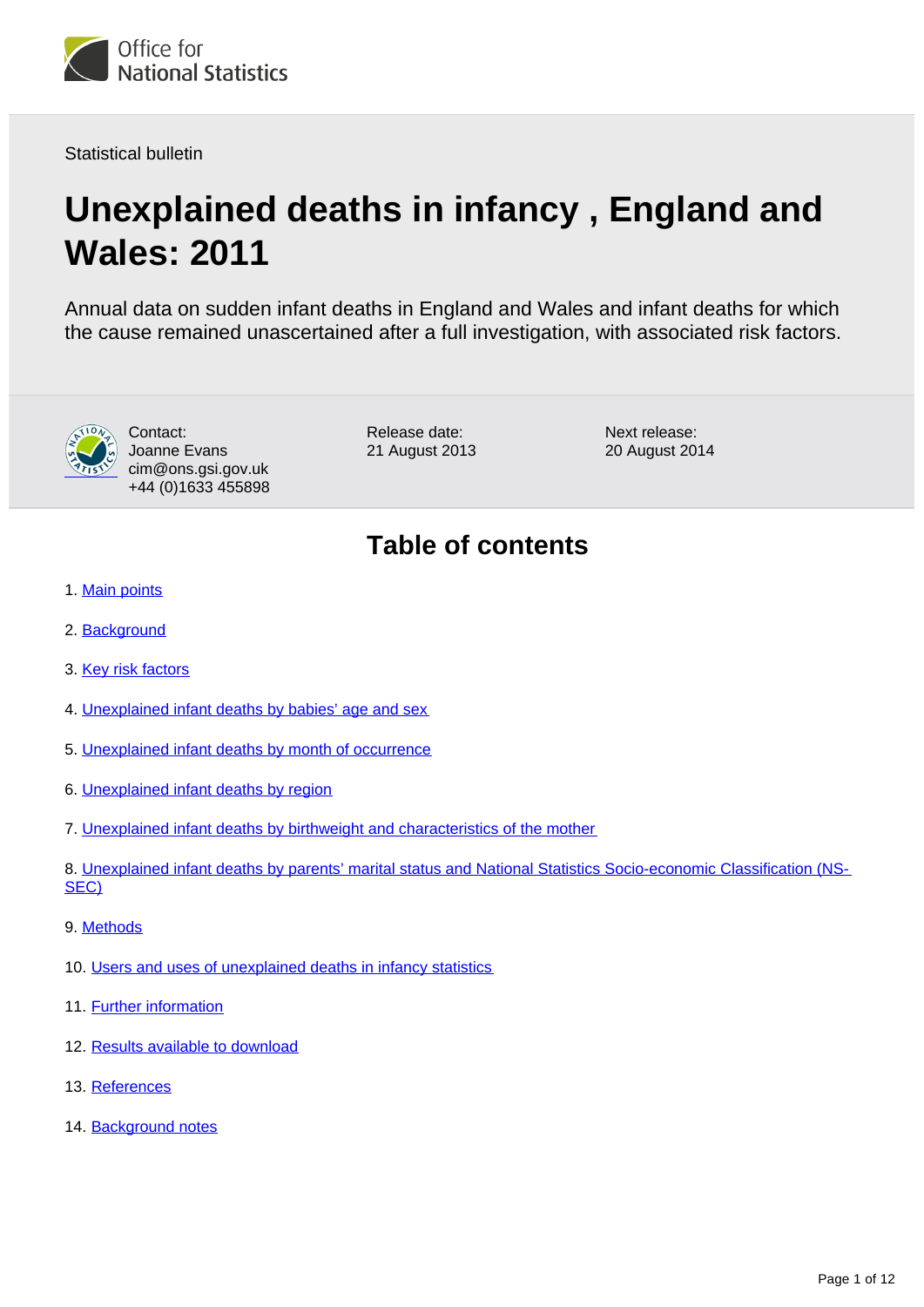Statistical bulletin

# Unexplained deaths in infancy , England and Wales: 2011

Annual data on sudden infant deaths in England and Wales and infant deaths for which the cause remained unascertained after a full investigation, with associated risk factors.

Contact:
Joanne Evans
cim@ons.gsi.gov.uk
+44 (0)1633 455898

Release date:
21 August 2013

Next release:
20 August 2014

## Table of contents

1. Main points
2. Background
3. Key risk factors
4. Unexplained infant deaths by babies' age and sex
5. Unexplained infant deaths by month of occurrence
6. Unexplained infant deaths by region
7. Unexplained infant deaths by birthweight and characteristics of the mother
8. Unexplained infant deaths by parents' marital status and National Statistics Socio-economic Classification (NS-SEC)
9. Methods
10. Users and uses of unexplained deaths in infancy statistics
11. Further information
12. Results available to download
13. References
14. Background notes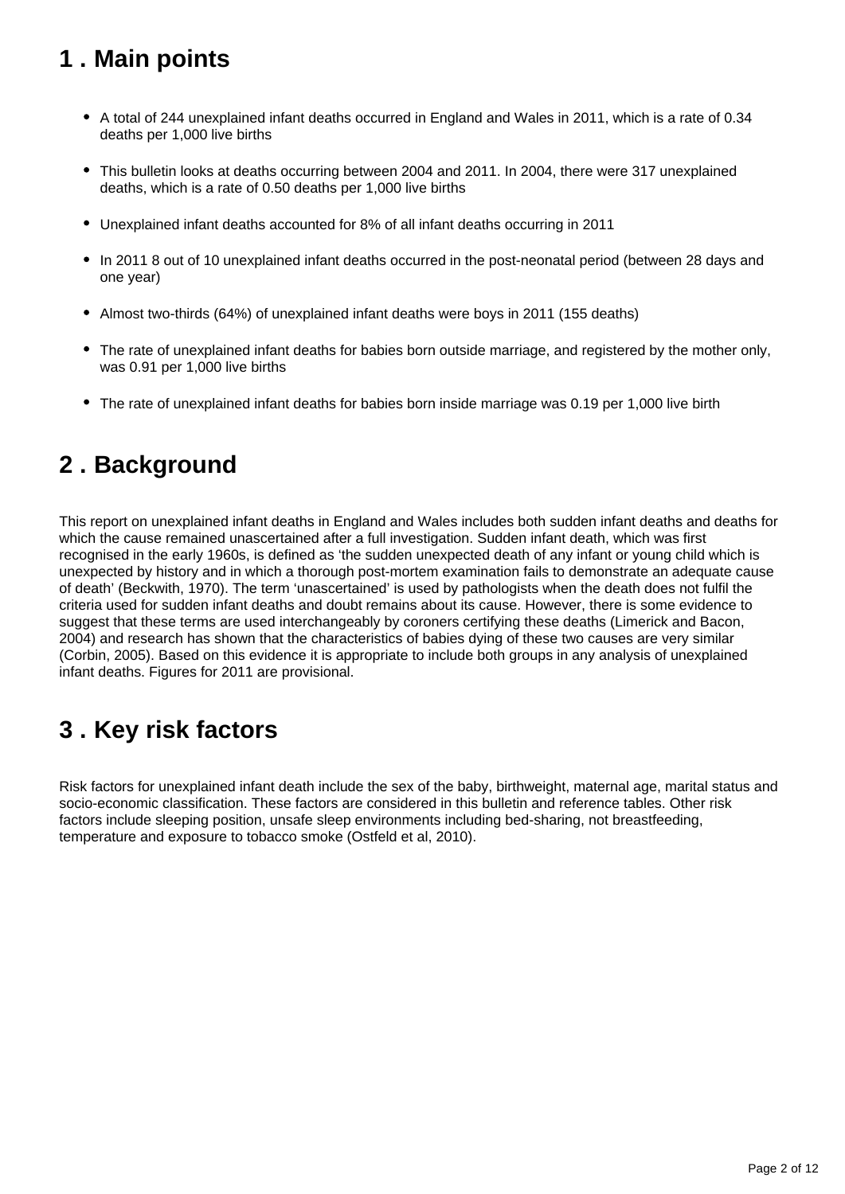## 1 . Main points

- A total of 244 unexplained infant deaths occurred in England and Wales in 2011, which is a rate of 0.34 deaths per 1,000 live births
- This bulletin looks at deaths occurring between 2004 and 2011. In 2004, there were 317 unexplained deaths, which is a rate of 0.50 deaths per 1,000 live births
- Unexplained infant deaths accounted for 8% of all infant deaths occurring in 2011
- In 2011 8 out of 10 unexplained infant deaths occurred in the post-neonatal period (between 28 days and one year)
- Almost two-thirds (64%) of unexplained infant deaths were boys in 2011 (155 deaths)
- The rate of unexplained infant deaths for babies born outside marriage, and registered by the mother only, was 0.91 per 1,000 live births
- The rate of unexplained infant deaths for babies born inside marriage was 0.19 per 1,000 live birth

## 2 . Background

This report on unexplained infant deaths in England and Wales includes both sudden infant deaths and deaths for which the cause remained unascertained after a full investigation. Sudden infant death, which was first recognised in the early 1960s, is defined as 'the sudden unexpected death of any infant or young child which is unexpected by history and in which a thorough post-mortem examination fails to demonstrate an adequate cause of death' (Beckwith, 1970). The term 'unascertained' is used by pathologists when the death does not fulfil the criteria used for sudden infant deaths and doubt remains about its cause. However, there is some evidence to suggest that these terms are used interchangeably by coroners certifying these deaths (Limerick and Bacon, 2004) and research has shown that the characteristics of babies dying of these two causes are very similar (Corbin, 2005). Based on this evidence it is appropriate to include both groups in any analysis of unexplained infant deaths. Figures for 2011 are provisional.

## 3 . Key risk factors

Risk factors for unexplained infant death include the sex of the baby, birthweight, maternal age, marital status and socio-economic classification. These factors are considered in this bulletin and reference tables. Other risk factors include sleeping position, unsafe sleep environments including bed-sharing, not breastfeeding, temperature and exposure to tobacco smoke (Ostfeld et al, 2010).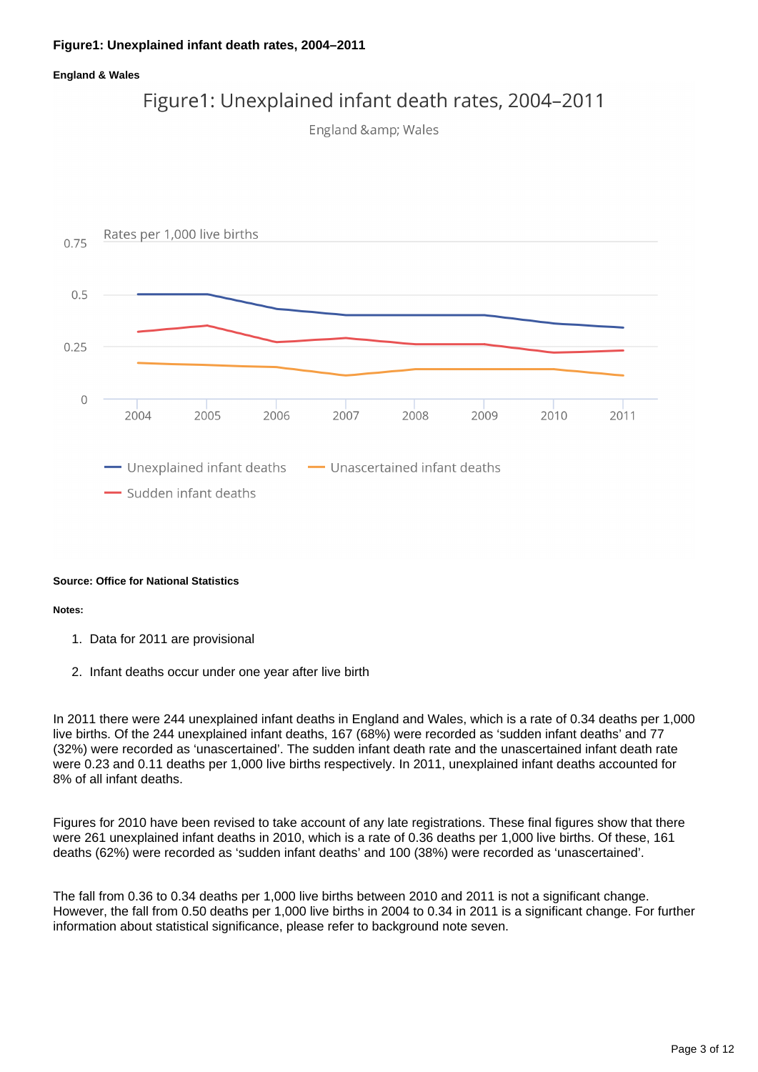**Figure1: Unexplained infant death rates, 2004–2011**

**England & Wales**

Figure1: Unexplained infant death rates, 2004–2011

England &amp; Wales

Rates per 1,000 live births

**Source: Office for National Statistics**

**Notes:**

1. Data for 2011 are provisional
2. Infant deaths occur under one year after live birth

In 2011 there were 244 unexplained infant deaths in England and Wales, which is a rate of 0.34 deaths per 1,000 live births. Of the 244 unexplained infant deaths, 167 (68%) were recorded as 'sudden infant deaths' and 77 (32%) were recorded as 'unascertained'. The sudden infant death rate and the unascertained infant death rate were 0.23 and 0.11 deaths per 1,000 live births respectively. In 2011, unexplained infant deaths accounted for 8% of all infant deaths.

Figures for 2010 have been revised to take account of any late registrations. These final figures show that there were 261 unexplained infant deaths in 2010, which is a rate of 0.36 deaths per 1,000 live births. Of these, 161 deaths (62%) were recorded as 'sudden infant deaths' and 100 (38%) were recorded as 'unascertained'.

The fall from 0.36 to 0.34 deaths per 1,000 live births between 2010 and 2011 is not a significant change. However, the fall from 0.50 deaths per 1,000 live births in 2004 to 0.34 in 2011 is a significant change. For further information about statistical significance, please refer to background note seven.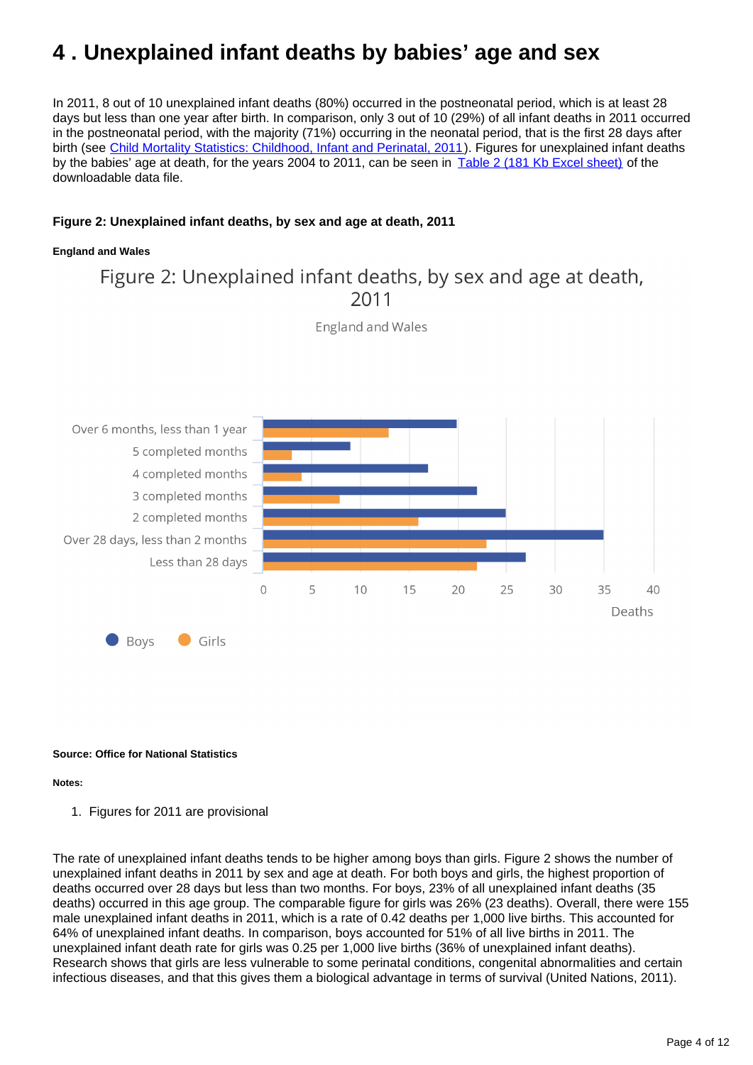# 4 . Unexplained infant deaths by babies' age and sex

In 2011, 8 out of 10 unexplained infant deaths (80%) occurred in the postneonatal period, which is at least 28 days but less than one year after birth. In comparison, only 3 out of 10 (29%) of all infant deaths in 2011 occurred in the postneonatal period, with the majority (71%) occurring in the neonatal period, that is the first 28 days after birth (see Child Mortality Statistics: Childhood, Infant and Perinatal, 2011). Figures for unexplained infant deaths by the babies' age at death, for the years 2004 to 2011, can be seen in Table 2 (181 Kb Excel sheet) of the downloadable data file.

**Figure 2: Unexplained infant deaths, by sex and age at death, 2011**

**England and Wales**

Figure 2: Unexplained infant deaths, by sex and age at death, 2011

England and Wales

| Age at death | Boys | Girls |
|---|---|---|
| Over 6 months, less than 1 year | 20 | 13 |
| 5 completed months | 9 | 3 |
| 4 completed months | 17 | 4 |
| 3 completed months | 22 | 8 |
| 2 completed months | 25 | 16 |
| Over 28 days, less than 2 months | 35 | 23 |
| Less than 28 days | 27 | 22 |

**Source: Office for National Statistics**

**Notes:**

1. Figures for 2011 are provisional

The rate of unexplained infant deaths tends to be higher among boys than girls. Figure 2 shows the number of unexplained infant deaths in 2011 by sex and age at death. For both boys and girls, the highest proportion of deaths occurred over 28 days but less than two months. For boys, 23% of all unexplained infant deaths (35 deaths) occurred in this age group. The comparable figure for girls was 26% (23 deaths). Overall, there were 155 male unexplained infant deaths in 2011, which is a rate of 0.42 deaths per 1,000 live births. This accounted for 64% of unexplained infant deaths. In comparison, boys accounted for 51% of all live births in 2011. The unexplained infant death rate for girls was 0.25 per 1,000 live births (36% of unexplained infant deaths). Research shows that girls are less vulnerable to some perinatal conditions, congenital abnormalities and certain infectious diseases, and that this gives them a biological advantage in terms of survival (United Nations, 2011).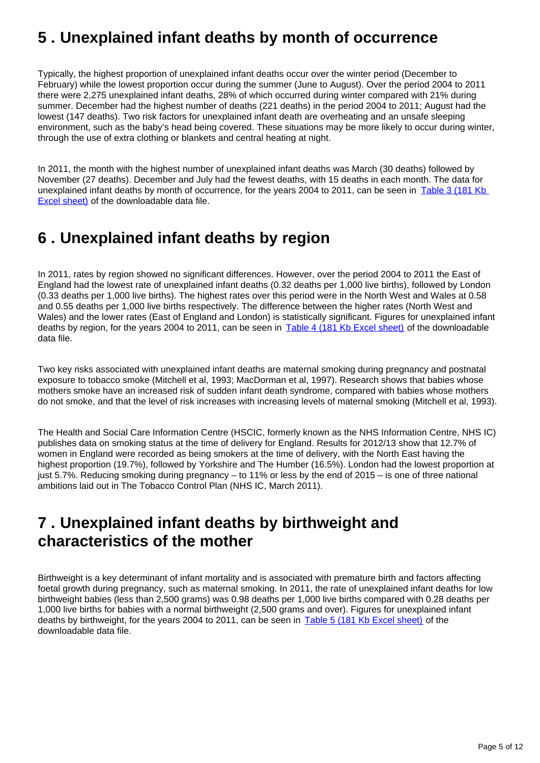## 5 . Unexplained infant deaths by month of occurrence

Typically, the highest proportion of unexplained infant deaths occur over the winter period (December to February) while the lowest proportion occur during the summer (June to August). Over the period 2004 to 2011 there were 2,275 unexplained infant deaths, 28% of which occurred during winter compared with 21% during summer. December had the highest number of deaths (221 deaths) in the period 2004 to 2011; August had the lowest (147 deaths). Two risk factors for unexplained infant death are overheating and an unsafe sleeping environment, such as the baby's head being covered. These situations may be more likely to occur during winter, through the use of extra clothing or blankets and central heating at night.

In 2011, the month with the highest number of unexplained infant deaths was March (30 deaths) followed by November (27 deaths). December and July had the fewest deaths, with 15 deaths in each month. The data for unexplained infant deaths by month of occurrence, for the years 2004 to 2011, can be seen in Table 3 (181 Kb Excel sheet) of the downloadable data file.

## 6 . Unexplained infant deaths by region

In 2011, rates by region showed no significant differences. However, over the period 2004 to 2011 the East of England had the lowest rate of unexplained infant deaths (0.32 deaths per 1,000 live births), followed by London (0.33 deaths per 1,000 live births). The highest rates over this period were in the North West and Wales at 0.58 and 0.55 deaths per 1,000 live births respectively. The difference between the higher rates (North West and Wales) and the lower rates (East of England and London) is statistically significant. Figures for unexplained infant deaths by region, for the years 2004 to 2011, can be seen in Table 4 (181 Kb Excel sheet) of the downloadable data file.

Two key risks associated with unexplained infant deaths are maternal smoking during pregnancy and postnatal exposure to tobacco smoke (Mitchell et al, 1993; MacDorman et al, 1997). Research shows that babies whose mothers smoke have an increased risk of sudden infant death syndrome, compared with babies whose mothers do not smoke, and that the level of risk increases with increasing levels of maternal smoking (Mitchell et al, 1993).

The Health and Social Care Information Centre (HSCIC, formerly known as the NHS Information Centre, NHS IC) publishes data on smoking status at the time of delivery for England. Results for 2012/13 show that 12.7% of women in England were recorded as being smokers at the time of delivery, with the North East having the highest proportion (19.7%), followed by Yorkshire and The Humber (16.5%). London had the lowest proportion at just 5.7%. Reducing smoking during pregnancy – to 11% or less by the end of 2015 – is one of three national ambitions laid out in The Tobacco Control Plan (NHS IC, March 2011).

## 7 . Unexplained infant deaths by birthweight and characteristics of the mother

Birthweight is a key determinant of infant mortality and is associated with premature birth and factors affecting foetal growth during pregnancy, such as maternal smoking. In 2011, the rate of unexplained infant deaths for low birthweight babies (less than 2,500 grams) was 0.98 deaths per 1,000 live births compared with 0.28 deaths per 1,000 live births for babies with a normal birthweight (2,500 grams and over). Figures for unexplained infant deaths by birthweight, for the years 2004 to 2011, can be seen in Table 5 (181 Kb Excel sheet) of the downloadable data file.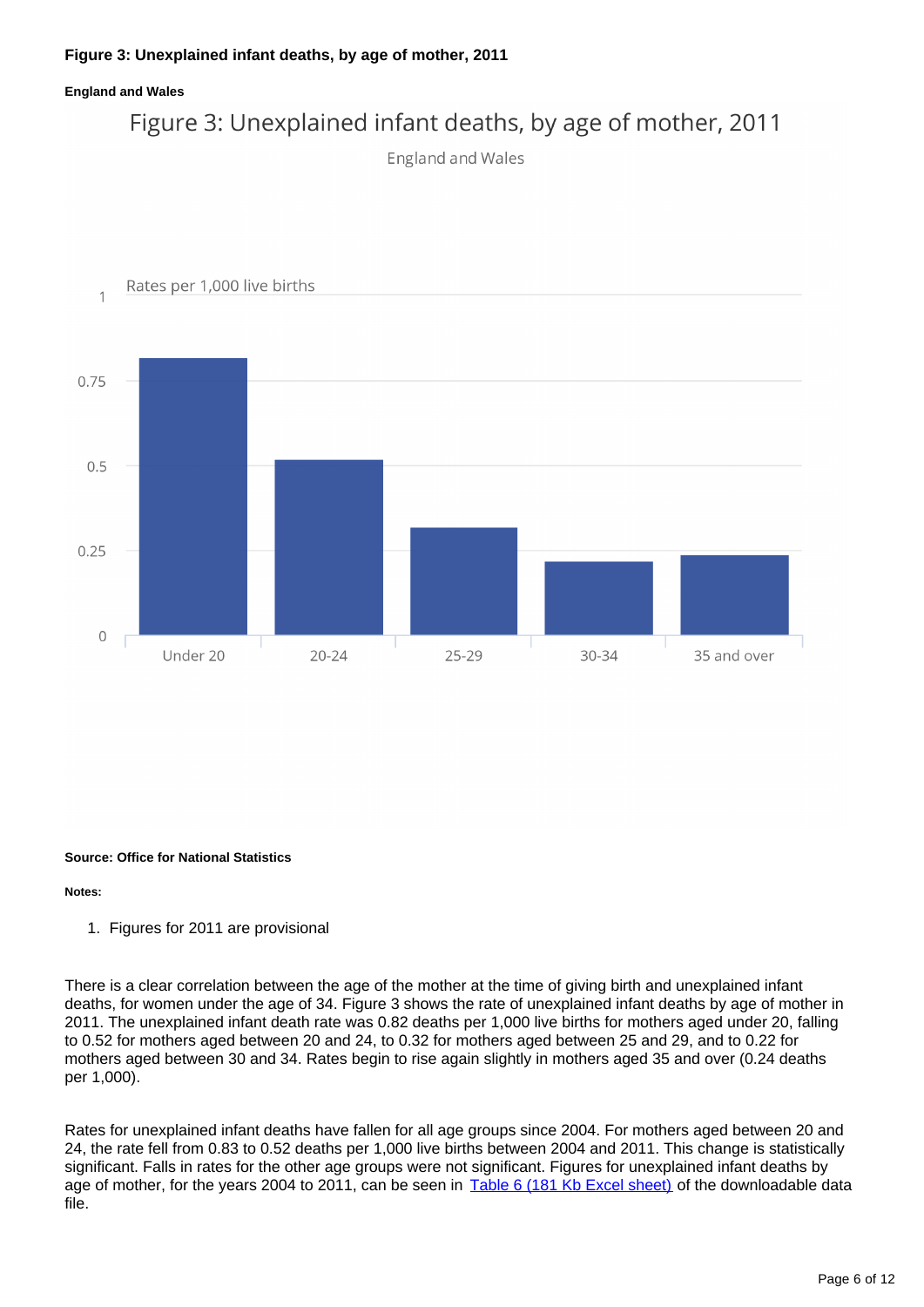### Figure 3: Unexplained infant deaths, by age of mother, 2011

#### England and Wales

Figure 3: Unexplained infant deaths, by age of mother, 2011

England and Wales

Rates per 1,000 live births

| Age of mother | Rate per 1,000 live births |
|---|---|
| Under 20 | 0.82 |
| 20-24 | 0.52 |
| 25-29 | 0.32 |
| 30-34 | 0.22 |
| 35 and over | 0.24 |

**Source: Office for National Statistics**

**Notes:**

1. Figures for 2011 are provisional

There is a clear correlation between the age of the mother at the time of giving birth and unexplained infant deaths, for women under the age of 34. Figure 3 shows the rate of unexplained infant deaths by age of mother in 2011. The unexplained infant death rate was 0.82 deaths per 1,000 live births for mothers aged under 20, falling to 0.52 for mothers aged between 20 and 24, to 0.32 for mothers aged between 25 and 29, and to 0.22 for mothers aged between 30 and 34. Rates begin to rise again slightly in mothers aged 35 and over (0.24 deaths per 1,000).

Rates for unexplained infant deaths have fallen for all age groups since 2004. For mothers aged between 20 and 24, the rate fell from 0.83 to 0.52 deaths per 1,000 live births between 2004 and 2011. This change is statistically significant. Falls in rates for the other age groups were not significant. Figures for unexplained infant deaths by age of mother, for the years 2004 to 2011, can be seen in Table 6 (181 Kb Excel sheet) of the downloadable data file.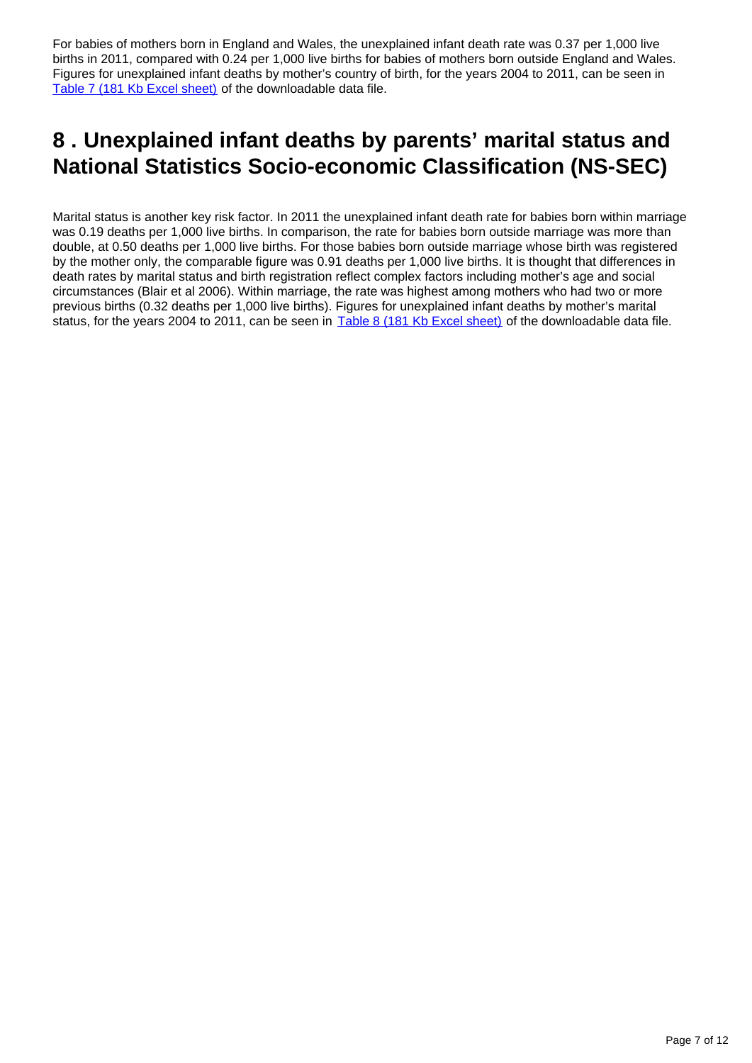For babies of mothers born in England and Wales, the unexplained infant death rate was 0.37 per 1,000 live births in 2011, compared with 0.24 per 1,000 live births for babies of mothers born outside England and Wales. Figures for unexplained infant deaths by mother's country of birth, for the years 2004 to 2011, can be seen in Table 7 (181 Kb Excel sheet) of the downloadable data file.

## 8 . Unexplained infant deaths by parents' marital status and National Statistics Socio-economic Classification (NS-SEC)

Marital status is another key risk factor. In 2011 the unexplained infant death rate for babies born within marriage was 0.19 deaths per 1,000 live births. In comparison, the rate for babies born outside marriage was more than double, at 0.50 deaths per 1,000 live births. For those babies born outside marriage whose birth was registered by the mother only, the comparable figure was 0.91 deaths per 1,000 live births. It is thought that differences in death rates by marital status and birth registration reflect complex factors including mother's age and social circumstances (Blair et al 2006). Within marriage, the rate was highest among mothers who had two or more previous births (0.32 deaths per 1,000 live births). Figures for unexplained infant deaths by mother's marital status, for the years 2004 to 2011, can be seen in Table 8 (181 Kb Excel sheet) of the downloadable data file.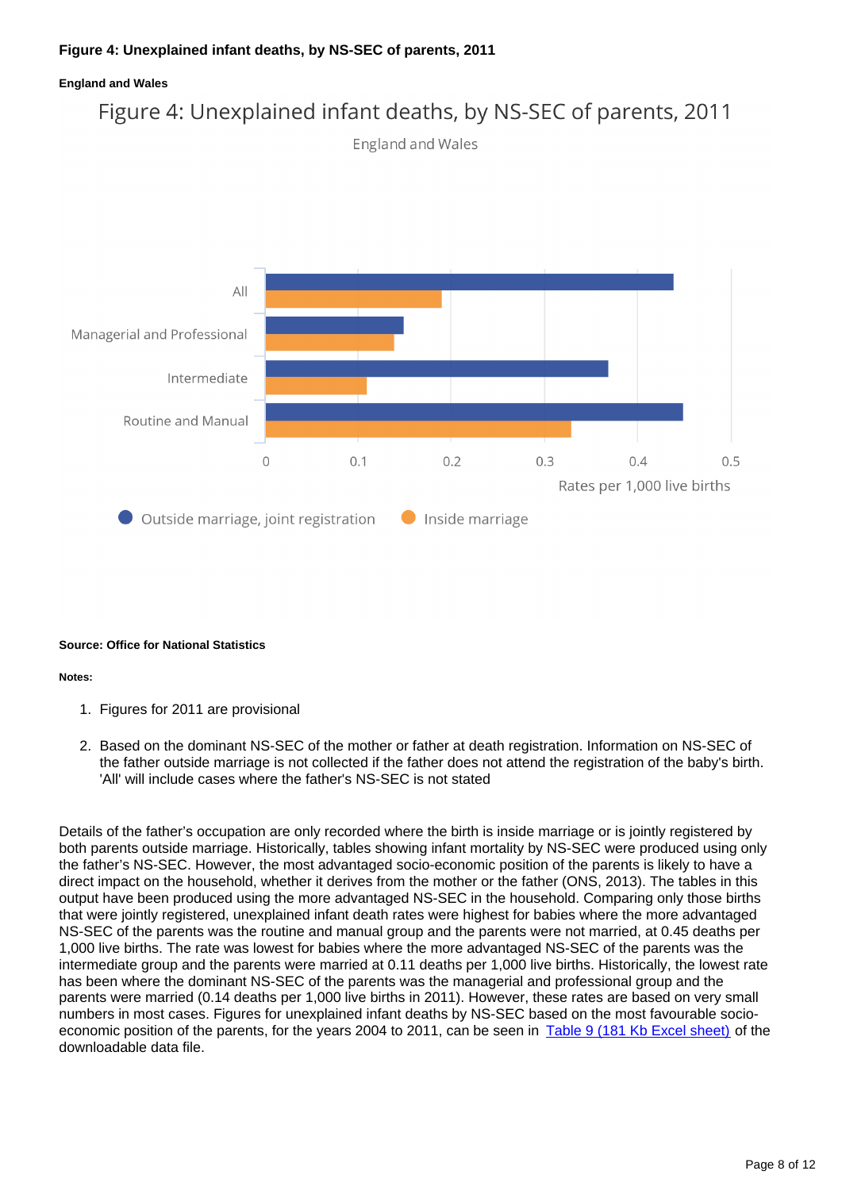**Figure 4: Unexplained infant deaths, by NS-SEC of parents, 2011**

**England and Wales**

Figure 4: Unexplained infant deaths, by NS-SEC of parents, 2011

England and Wales

All

Managerial and Professional

Intermediate

Routine and Manual

0 0.1 0.2 0.3 0.4 0.5

Rates per 1,000 live births

Outside marriage, joint registration Inside marriage

**Source: Office for National Statistics**

**Notes:**

1. Figures for 2011 are provisional

2. Based on the dominant NS-SEC of the mother or father at death registration. Information on NS-SEC of the father outside marriage is not collected if the father does not attend the registration of the baby's birth. 'All' will include cases where the father's NS-SEC is not stated

Details of the father's occupation are only recorded where the birth is inside marriage or is jointly registered by both parents outside marriage. Historically, tables showing infant mortality by NS-SEC were produced using only the father's NS-SEC. However, the most advantaged socio-economic position of the parents is likely to have a direct impact on the household, whether it derives from the mother or the father (ONS, 2013). The tables in this output have been produced using the more advantaged NS-SEC in the household. Comparing only those births that were jointly registered, unexplained infant death rates were highest for babies where the more advantaged NS-SEC of the parents was the routine and manual group and the parents were not married, at 0.45 deaths per 1,000 live births. The rate was lowest for babies where the more advantaged NS-SEC of the parents was the intermediate group and the parents were married at 0.11 deaths per 1,000 live births. Historically, the lowest rate has been where the dominant NS-SEC of the parents was the managerial and professional group and the parents were married (0.14 deaths per 1,000 live births in 2011). However, these rates are based on very small numbers in most cases. Figures for unexplained infant deaths by NS-SEC based on the most favourable socio-economic position of the parents, for the years 2004 to 2011, can be seen in Table 9 (181 Kb Excel sheet) of the downloadable data file.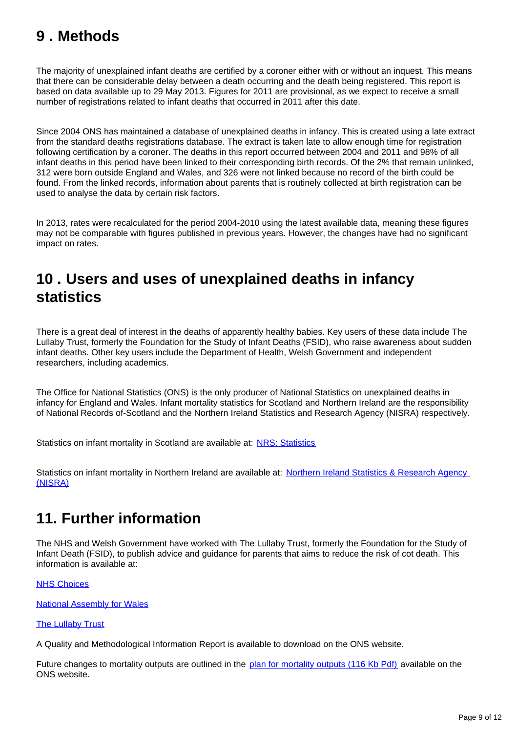## 9 . Methods

The majority of unexplained infant deaths are certified by a coroner either with or without an inquest. This means that there can be considerable delay between a death occurring and the death being registered. This report is based on data available up to 29 May 2013. Figures for 2011 are provisional, as we expect to receive a small number of registrations related to infant deaths that occurred in 2011 after this date.

Since 2004 ONS has maintained a database of unexplained deaths in infancy. This is created using a late extract from the standard deaths registrations database. The extract is taken late to allow enough time for registration following certification by a coroner. The deaths in this report occurred between 2004 and 2011 and 98% of all infant deaths in this period have been linked to their corresponding birth records. Of the 2% that remain unlinked, 312 were born outside England and Wales, and 326 were not linked because no record of the birth could be found. From the linked records, information about parents that is routinely collected at birth registration can be used to analyse the data by certain risk factors.

In 2013, rates were recalculated for the period 2004-2010 using the latest available data, meaning these figures may not be comparable with figures published in previous years. However, the changes have had no significant impact on rates.

## 10 . Users and uses of unexplained deaths in infancy statistics

There is a great deal of interest in the deaths of apparently healthy babies. Key users of these data include The Lullaby Trust, formerly the Foundation for the Study of Infant Deaths (FSID), who raise awareness about sudden infant deaths. Other key users include the Department of Health, Welsh Government and independent researchers, including academics.

The Office for National Statistics (ONS) is the only producer of National Statistics on unexplained deaths in infancy for England and Wales. Infant mortality statistics for Scotland and Northern Ireland are the responsibility of National Records of-Scotland and the Northern Ireland Statistics and Research Agency (NISRA) respectively.

Statistics on infant mortality in Scotland are available at: [NRS: Statistics]

Statistics on infant mortality in Northern Ireland are available at: [Northern Ireland Statistics & Research Agency (NISRA)]

## 11. Further information

The NHS and Welsh Government have worked with The Lullaby Trust, formerly the Foundation for the Study of Infant Death (FSID), to publish advice and guidance for parents that aims to reduce the risk of cot death. This information is available at:

[NHS Choices]

[National Assembly for Wales]

[The Lullaby Trust]

A Quality and Methodological Information Report is available to download on the ONS website.

Future changes to mortality outputs are outlined in the [plan for mortality outputs (116 Kb Pdf)] available on the ONS website.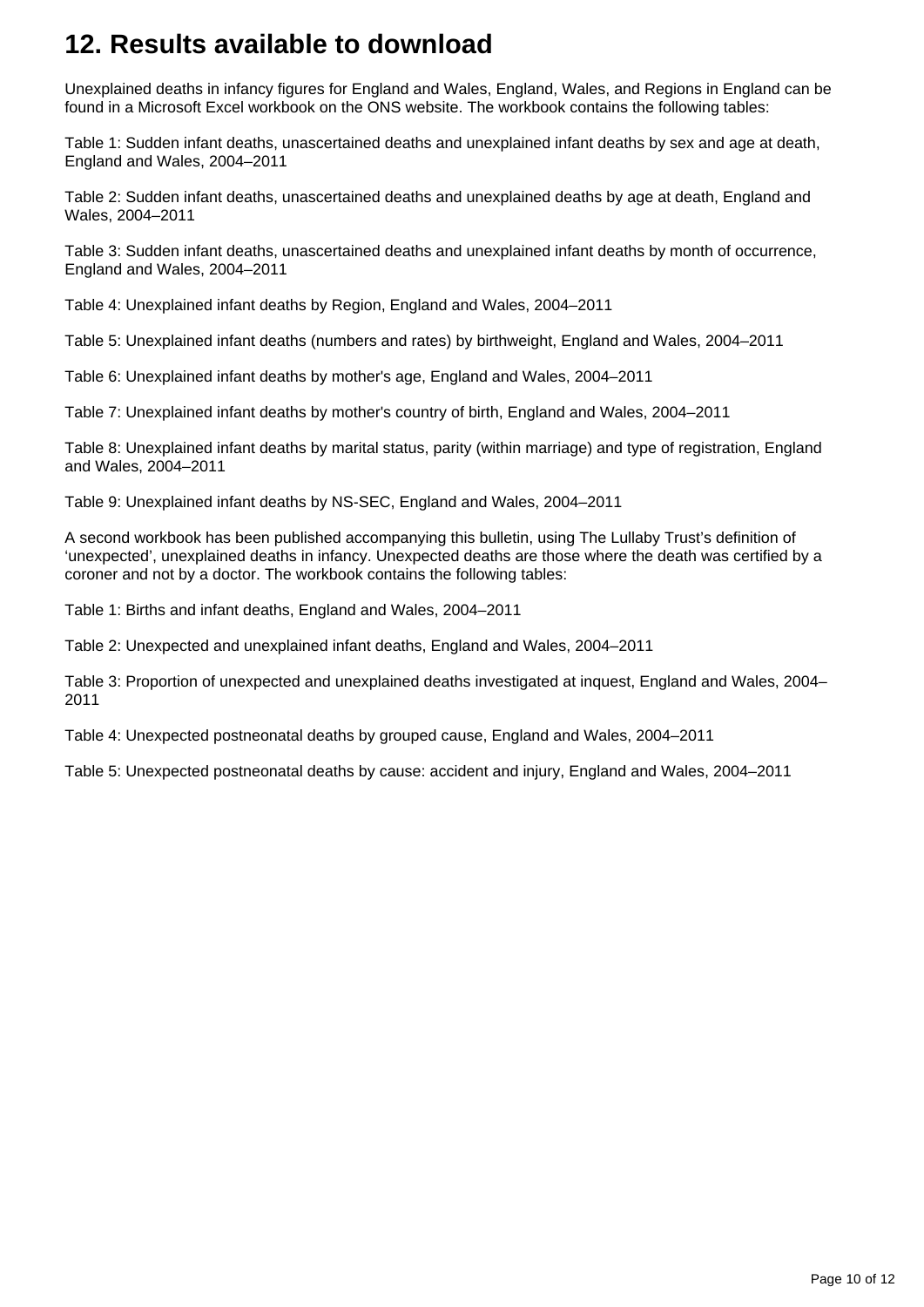## 12. Results available to download

Unexplained deaths in infancy figures for England and Wales, England, Wales, and Regions in England can be found in a Microsoft Excel workbook on the ONS website. The workbook contains the following tables:

Table 1: Sudden infant deaths, unascertained deaths and unexplained infant deaths by sex and age at death, England and Wales, 2004–2011

Table 2: Sudden infant deaths, unascertained deaths and unexplained deaths by age at death, England and Wales, 2004–2011

Table 3: Sudden infant deaths, unascertained deaths and unexplained infant deaths by month of occurrence, England and Wales, 2004–2011

Table 4: Unexplained infant deaths by Region, England and Wales, 2004–2011

Table 5: Unexplained infant deaths (numbers and rates) by birthweight, England and Wales, 2004–2011

Table 6: Unexplained infant deaths by mother's age, England and Wales, 2004–2011

Table 7: Unexplained infant deaths by mother's country of birth, England and Wales, 2004–2011

Table 8: Unexplained infant deaths by marital status, parity (within marriage) and type of registration, England and Wales, 2004–2011

Table 9: Unexplained infant deaths by NS-SEC, England and Wales, 2004–2011

A second workbook has been published accompanying this bulletin, using The Lullaby Trust's definition of 'unexpected', unexplained deaths in infancy. Unexpected deaths are those where the death was certified by a coroner and not by a doctor. The workbook contains the following tables:

Table 1: Births and infant deaths, England and Wales, 2004–2011

Table 2: Unexpected and unexplained infant deaths, England and Wales, 2004–2011

Table 3: Proportion of unexpected and unexplained deaths investigated at inquest, England and Wales, 2004–2011

Table 4: Unexpected postneonatal deaths by grouped cause, England and Wales, 2004–2011

Table 5: Unexpected postneonatal deaths by cause: accident and injury, England and Wales, 2004–2011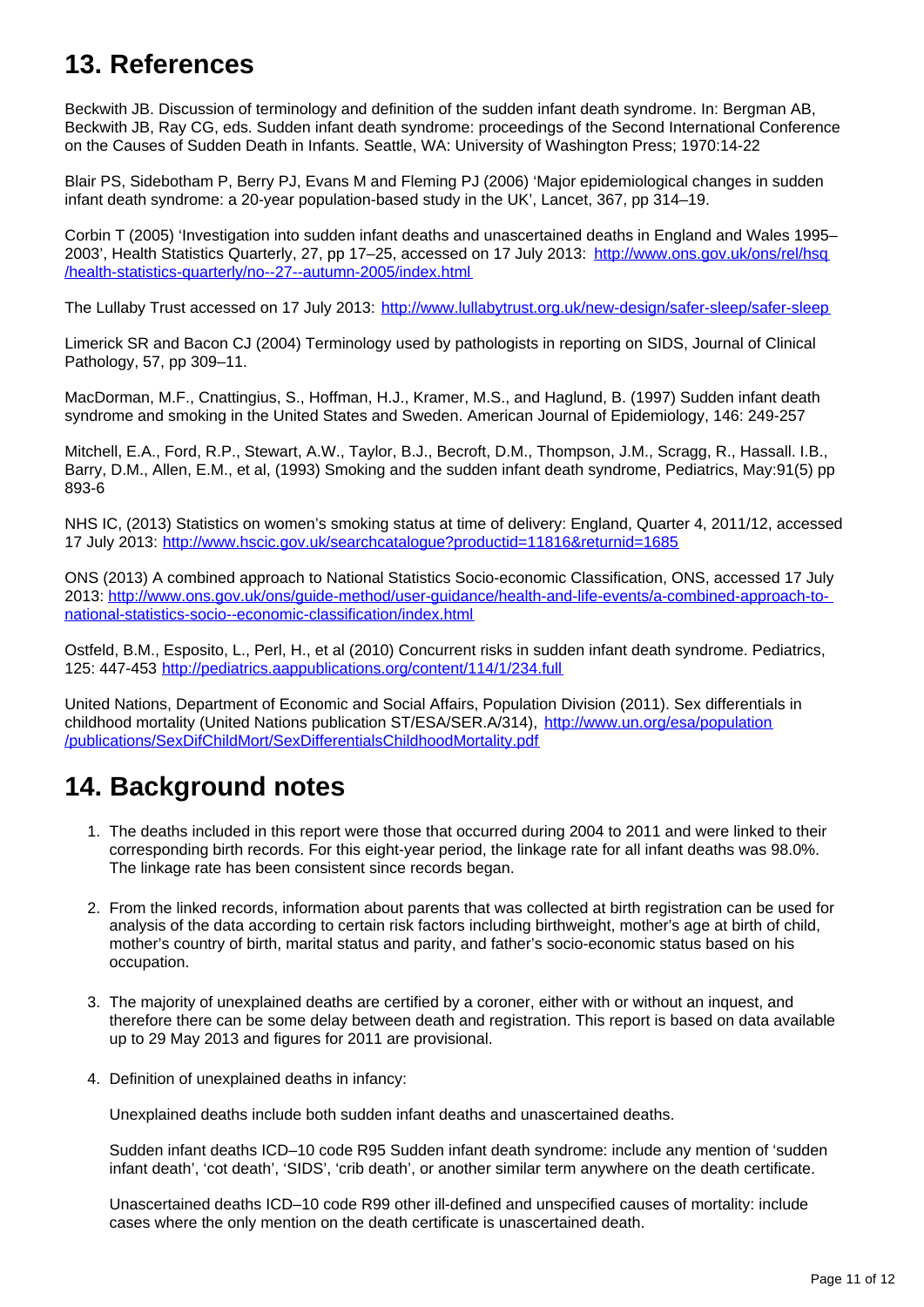## 13. References

Beckwith JB. Discussion of terminology and definition of the sudden infant death syndrome. In: Bergman AB, Beckwith JB, Ray CG, eds. Sudden infant death syndrome: proceedings of the Second International Conference on the Causes of Sudden Death in Infants. Seattle, WA: University of Washington Press; 1970:14-22

Blair PS, Sidebotham P, Berry PJ, Evans M and Fleming PJ (2006) 'Major epidemiological changes in sudden infant death syndrome: a 20-year population-based study in the UK', Lancet, 367, pp 314–19.

Corbin T (2005) 'Investigation into sudden infant deaths and unascertained deaths in England and Wales 1995–2003', Health Statistics Quarterly, 27, pp 17–25, accessed on 17 July 2013: http://www.ons.gov.uk/ons/rel/hsq/health-statistics-quarterly/no--27--autumn-2005/index.html

The Lullaby Trust accessed on 17 July 2013: http://www.lullabytrust.org.uk/new-design/safer-sleep/safer-sleep

Limerick SR and Bacon CJ (2004) Terminology used by pathologists in reporting on SIDS, Journal of Clinical Pathology, 57, pp 309–11.

MacDorman, M.F., Cnattingius, S., Hoffman, H.J., Kramer, M.S., and Haglund, B. (1997) Sudden infant death syndrome and smoking in the United States and Sweden. American Journal of Epidemiology, 146: 249-257

Mitchell, E.A., Ford, R.P., Stewart, A.W., Taylor, B.J., Becroft, D.M., Thompson, J.M., Scragg, R., Hassall. I.B., Barry, D.M., Allen, E.M., et al, (1993) Smoking and the sudden infant death syndrome, Pediatrics, May:91(5) pp 893-6

NHS IC, (2013) Statistics on women's smoking status at time of delivery: England, Quarter 4, 2011/12, accessed 17 July 2013: http://www.hscic.gov.uk/searchcatalogue?productid=11816&returnid=1685

ONS (2013) A combined approach to National Statistics Socio-economic Classification, ONS, accessed 17 July 2013: http://www.ons.gov.uk/ons/guide-method/user-guidance/health-and-life-events/a-combined-approach-to-national-statistics-socio--economic-classification/index.html

Ostfeld, B.M., Esposito, L., Perl, H., et al (2010) Concurrent risks in sudden infant death syndrome. Pediatrics, 125: 447-453 http://pediatrics.aappublications.org/content/114/1/234.full

United Nations, Department of Economic and Social Affairs, Population Division (2011). Sex differentials in childhood mortality (United Nations publication ST/ESA/SER.A/314), http://www.un.org/esa/population/publications/SexDifChildMort/SexDifferentialsChildhoodMortality.pdf

## 14. Background notes

1. The deaths included in this report were those that occurred during 2004 to 2011 and were linked to their corresponding birth records. For this eight-year period, the linkage rate for all infant deaths was 98.0%. The linkage rate has been consistent since records began.

2. From the linked records, information about parents that was collected at birth registration can be used for analysis of the data according to certain risk factors including birthweight, mother's age at birth of child, mother's country of birth, marital status and parity, and father's socio-economic status based on his occupation.

3. The majority of unexplained deaths are certified by a coroner, either with or without an inquest, and therefore there can be some delay between death and registration. This report is based on data available up to 29 May 2013 and figures for 2011 are provisional.

4. Definition of unexplained deaths in infancy:

   Unexplained deaths include both sudden infant deaths and unascertained deaths.

   Sudden infant deaths ICD–10 code R95 Sudden infant death syndrome: include any mention of 'sudden infant death', 'cot death', 'SIDS', 'crib death', or another similar term anywhere on the death certificate.

   Unascertained deaths ICD–10 code R99 other ill-defined and unspecified causes of mortality: include cases where the only mention on the death certificate is unascertained death.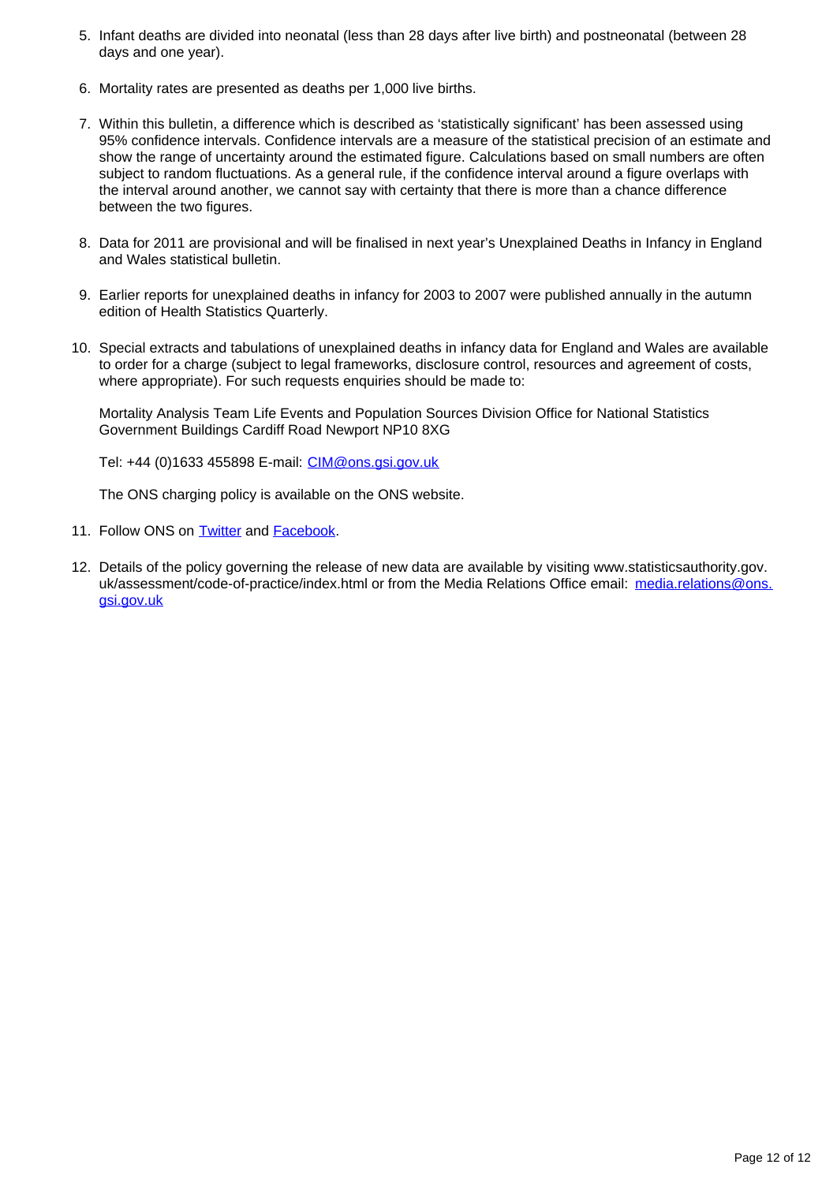5. Infant deaths are divided into neonatal (less than 28 days after live birth) and postneonatal (between 28 days and one year).

6. Mortality rates are presented as deaths per 1,000 live births.

7. Within this bulletin, a difference which is described as 'statistically significant' has been assessed using 95% confidence intervals. Confidence intervals are a measure of the statistical precision of an estimate and show the range of uncertainty around the estimated figure. Calculations based on small numbers are often subject to random fluctuations. As a general rule, if the confidence interval around a figure overlaps with the interval around another, we cannot say with certainty that there is more than a chance difference between the two figures.

8. Data for 2011 are provisional and will be finalised in next year's Unexplained Deaths in Infancy in England and Wales statistical bulletin.

9. Earlier reports for unexplained deaths in infancy for 2003 to 2007 were published annually in the autumn edition of Health Statistics Quarterly.

10. Special extracts and tabulations of unexplained deaths in infancy data for England and Wales are available to order for a charge (subject to legal frameworks, disclosure control, resources and agreement of costs, where appropriate). For such requests enquiries should be made to:

    Mortality Analysis Team Life Events and Population Sources Division Office for National Statistics Government Buildings Cardiff Road Newport NP10 8XG

    Tel: +44 (0)1633 455898 E-mail: [CIM@ons.gsi.gov.uk](mailto:CIM@ons.gsi.gov.uk)

    The ONS charging policy is available on the ONS website.

11. Follow ONS on [Twitter]() and [Facebook]().

12. Details of the policy governing the release of new data are available by visiting www.statisticsauthority.gov.uk/assessment/code-of-practice/index.html or from the Media Relations Office email: [media.relations@ons.gsi.gov.uk](mailto:media.relations@ons.gsi.gov.uk)